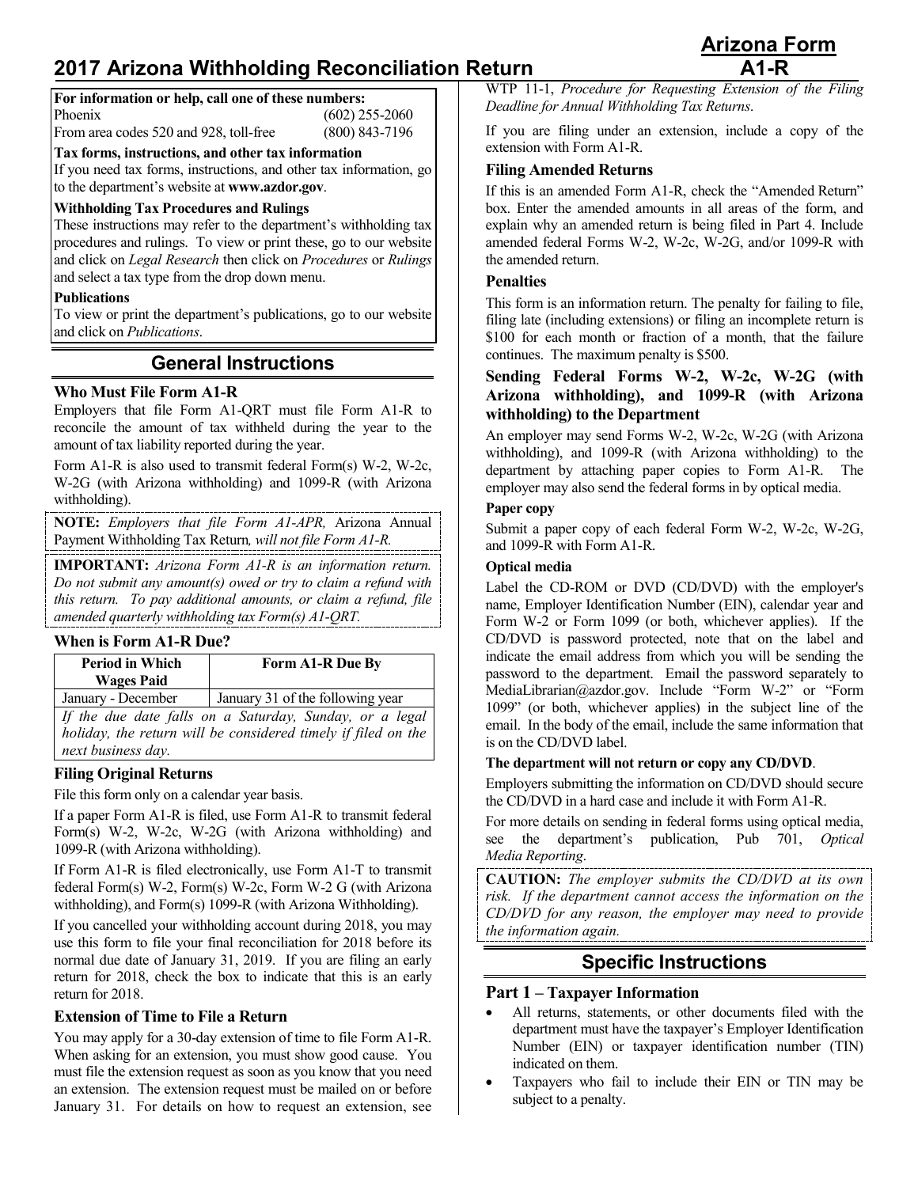# 2017 Arizona Withholding Reconciliation Return

**Arizona Form A1-R**

**For information or help, call one of these numbers:**

| | |
|---|---|
| Phoenix | (602) 255-2060 |
| From area codes 520 and 928, toll-free | (800) 843-7196 |

**Tax forms, instructions, and other tax information**

If you need tax forms, instructions, and other tax information, go to the department's website at **www.azdor.gov**.

**Withholding Tax Procedures and Rulings**

These instructions may refer to the department's withholding tax procedures and rulings. To view or print these, go to our website and click on *Legal Research* then click on *Procedures* or *Rulings* and select a tax type from the drop down menu.

**Publications**

To view or print the department's publications, go to our website and click on *Publications*.

## General Instructions

### Who Must File Form A1-R

Employers that file Form A1-QRT must file Form A1-R to reconcile the amount of tax withheld during the year to the amount of tax liability reported during the year.

Form A1-R is also used to transmit federal Form(s) W-2, W-2c, W-2G (with Arizona withholding) and 1099-R (with Arizona withholding).

**NOTE:** *Employers that file Form A1-APR,* Arizona Annual Payment Withholding Tax Return*, will not file Form A1-R.*

**IMPORTANT:** *Arizona Form A1-R is an information return. Do not submit any amount(s) owed or try to claim a refund with this return. To pay additional amounts, or claim a refund, file amended quarterly withholding tax Form(s) A1-QRT.*

### When is Form A1-R Due?

| Period in Which Wages Paid | Form A1-R Due By |
|---|---|
| January - December | January 31 of the following year |

*If the due date falls on a Saturday, Sunday, or a legal holiday, the return will be considered timely if filed on the next business day.*

### Filing Original Returns

File this form only on a calendar year basis.

If a paper Form A1-R is filed, use Form A1-R to transmit federal Form(s) W-2, W-2c, W-2G (with Arizona withholding) and 1099-R (with Arizona withholding).

If Form A1-R is filed electronically, use Form A1-T to transmit federal Form(s) W-2, Form(s) W-2c, Form W-2 G (with Arizona withholding), and Form(s) 1099-R (with Arizona Withholding).

If you cancelled your withholding account during 2018, you may use this form to file your final reconciliation for 2018 before its normal due date of January 31, 2019. If you are filing an early return for 2018, check the box to indicate that this is an early return for 2018.

### Extension of Time to File a Return

You may apply for a 30-day extension of time to file Form A1-R. When asking for an extension, you must show good cause. You must file the extension request as soon as you know that you need an extension. The extension request must be mailed on or before January 31. For details on how to request an extension, see WTP 11-1, *Procedure for Requesting Extension of the Filing Deadline for Annual Withholding Tax Returns*.

If you are filing under an extension, include a copy of the extension with Form A1-R.

### Filing Amended Returns

If this is an amended Form A1-R, check the "Amended Return" box. Enter the amended amounts in all areas of the form, and explain why an amended return is being filed in Part 4. Include amended federal Forms W-2, W-2c, W-2G, and/or 1099-R with the amended return.

### Penalties

This form is an information return. The penalty for failing to file, filing late (including extensions) or filing an incomplete return is $100 for each month or fraction of a month, that the failure continues. The maximum penalty is $500.

### Sending Federal Forms W-2, W-2c, W-2G (with Arizona withholding), and 1099-R (with Arizona withholding) to the Department

An employer may send Forms W-2, W-2c, W-2G (with Arizona withholding), and 1099-R (with Arizona withholding) to the department by attaching paper copies to Form A1-R. The employer may also send the federal forms in by optical media.

#### Paper copy

Submit a paper copy of each federal Form W-2, W-2c, W-2G, and 1099-R with Form A1-R.

#### Optical media

Label the CD-ROM or DVD (CD/DVD) with the employer's name, Employer Identification Number (EIN), calendar year and Form W-2 or Form 1099 (or both, whichever applies). If the CD/DVD is password protected, note that on the label and indicate the email address from which you will be sending the password to the department. Email the password separately to MediaLibrarian@azdor.gov. Include "Form W-2" or "Form 1099" (or both, whichever applies) in the subject line of the email. In the body of the email, include the same information that is on the CD/DVD label.

**The department will not return or copy any CD/DVD**.

Employers submitting the information on CD/DVD should secure the CD/DVD in a hard case and include it with Form A1-R.

For more details on sending in federal forms using optical media, see the department's publication, Pub 701, *Optical Media Reporting*.

**CAUTION:** *The employer submits the CD/DVD at its own risk. If the department cannot access the information on the CD/DVD for any reason, the employer may need to provide the information again.*

## Specific Instructions

### Part 1 – Taxpayer Information

- All returns, statements, or other documents filed with the department must have the taxpayer's Employer Identification Number (EIN) or taxpayer identification number (TIN) indicated on them.
- Taxpayers who fail to include their EIN or TIN may be subject to a penalty.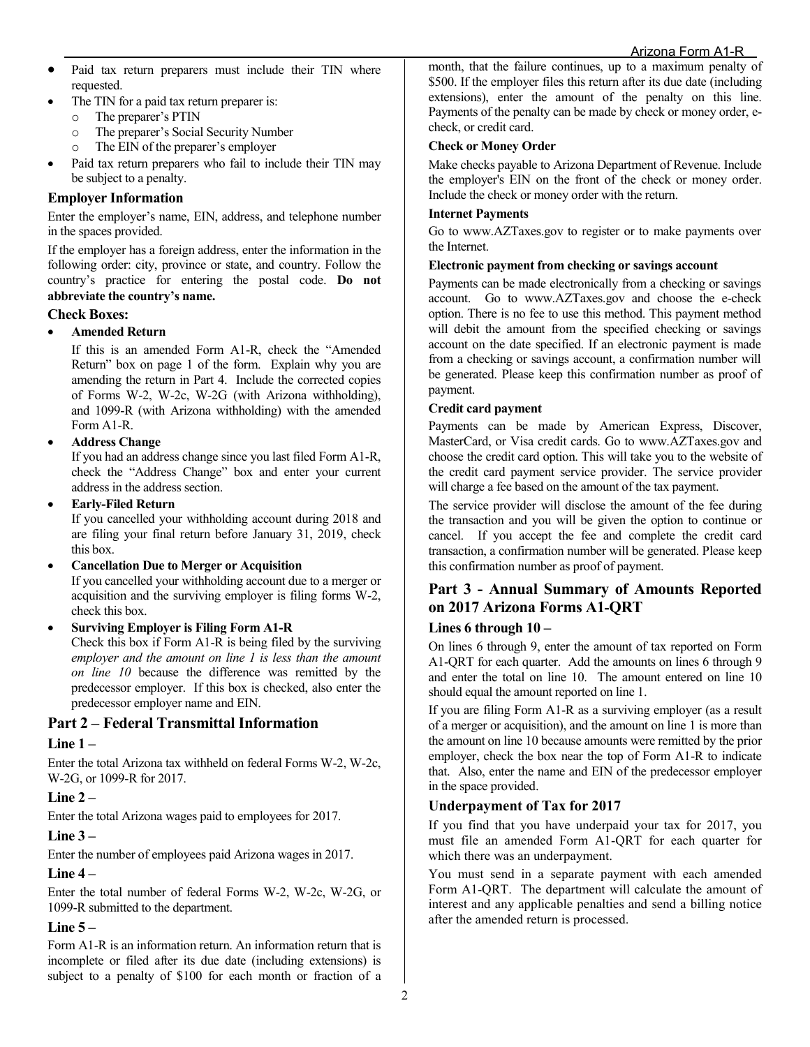- Paid tax return preparers must include their TIN where requested.
- The TIN for a paid tax return preparer is:
  - The preparer's PTIN
  - The preparer's Social Security Number
  - The EIN of the preparer's employer
- Paid tax return preparers who fail to include their TIN may be subject to a penalty.

### Employer Information

Enter the employer's name, EIN, address, and telephone number in the spaces provided.

If the employer has a foreign address, enter the information in the following order: city, province or state, and country. Follow the country's practice for entering the postal code. **Do not abbreviate the country's name.**

### Check Boxes:

- **Amended Return**

  If this is an amended Form A1-R, check the "Amended Return" box on page 1 of the form. Explain why you are amending the return in Part 4. Include the corrected copies of Forms W-2, W-2c, W-2G (with Arizona withholding), and 1099-R (with Arizona withholding) with the amended Form A1-R.

- **Address Change**

  If you had an address change since you last filed Form A1-R, check the "Address Change" box and enter your current address in the address section.

- **Early-Filed Return**

  If you cancelled your withholding account during 2018 and are filing your final return before January 31, 2019, check this box.

- **Cancellation Due to Merger or Acquisition**

  If you cancelled your withholding account due to a merger or acquisition and the surviving employer is filing forms W-2, check this box.

- **Surviving Employer is Filing Form A1-R**

  Check this box if Form A1-R is being filed by the surviving *employer and the amount on line 1 is less than the amount on line 10* because the difference was remitted by the predecessor employer. If this box is checked, also enter the predecessor employer name and EIN.

## Part 2 – Federal Transmittal Information

### Line 1 –

Enter the total Arizona tax withheld on federal Forms W-2, W-2c, W-2G, or 1099-R for 2017.

### Line 2 –

Enter the total Arizona wages paid to employees for 2017.

### Line 3 –

Enter the number of employees paid Arizona wages in 2017.

### Line 4 –

Enter the total number of federal Forms W-2, W-2c, W-2G, or 1099-R submitted to the department.

### Line 5 –

Form A1-R is an information return. An information return that is incomplete or filed after its due date (including extensions) is subject to a penalty of $100 for each month or fraction of a month, that the failure continues, up to a maximum penalty of $500. If the employer files this return after its due date (including extensions), enter the amount of the penalty on this line. Payments of the penalty can be made by check or money order, e-check, or credit card.

#### Check or Money Order

Make checks payable to Arizona Department of Revenue. Include the employer's EIN on the front of the check or money order. Include the check or money order with the return.

#### Internet Payments

Go to www.AZTaxes.gov to register or to make payments over the Internet.

#### Electronic payment from checking or savings account

Payments can be made electronically from a checking or savings account. Go to www.AZTaxes.gov and choose the e-check option. There is no fee to use this method. This payment method will debit the amount from the specified checking or savings account on the date specified. If an electronic payment is made from a checking or savings account, a confirmation number will be generated. Please keep this confirmation number as proof of payment.

#### Credit card payment

Payments can be made by American Express, Discover, MasterCard, or Visa credit cards. Go to www.AZTaxes.gov and choose the credit card option. This will take you to the website of the credit card payment service provider. The service provider will charge a fee based on the amount of the tax payment.

The service provider will disclose the amount of the fee during the transaction and you will be given the option to continue or cancel. If you accept the fee and complete the credit card transaction, a confirmation number will be generated. Please keep this confirmation number as proof of payment.

## Part 3 - Annual Summary of Amounts Reported on 2017 Arizona Forms A1-QRT

### Lines 6 through 10 –

On lines 6 through 9, enter the amount of tax reported on Form A1-QRT for each quarter. Add the amounts on lines 6 through 9 and enter the total on line 10. The amount entered on line 10 should equal the amount reported on line 1.

If you are filing Form A1-R as a surviving employer (as a result of a merger or acquisition), and the amount on line 1 is more than the amount on line 10 because amounts were remitted by the prior employer, check the box near the top of Form A1-R to indicate that. Also, enter the name and EIN of the predecessor employer in the space provided.

### Underpayment of Tax for 2017

If you find that you have underpaid your tax for 2017, you must file an amended Form A1-QRT for each quarter for which there was an underpayment.

You must send in a separate payment with each amended Form A1-QRT. The department will calculate the amount of interest and any applicable penalties and send a billing notice after the amended return is processed.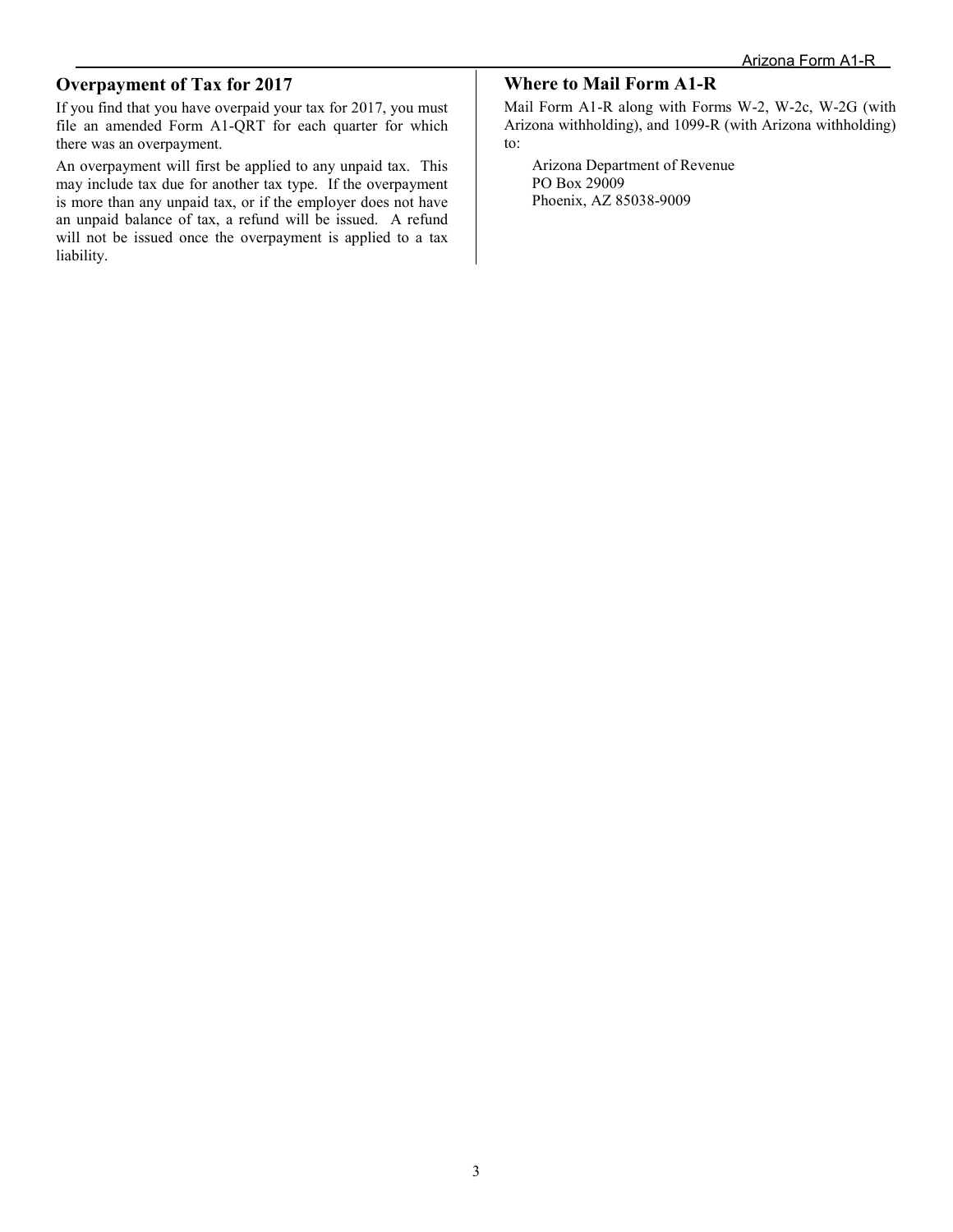## Overpayment of Tax for 2017

If you find that you have overpaid your tax for 2017, you must file an amended Form A1-QRT for each quarter for which there was an overpayment.

An overpayment will first be applied to any unpaid tax. This may include tax due for another tax type. If the overpayment is more than any unpaid tax, or if the employer does not have an unpaid balance of tax, a refund will be issued. A refund will not be issued once the overpayment is applied to a tax liability.

## Where to Mail Form A1-R

Mail Form A1-R along with Forms W-2, W-2c, W-2G (with Arizona withholding), and 1099-R (with Arizona withholding) to:

Arizona Department of Revenue
PO Box 29009
Phoenix, AZ 85038-9009